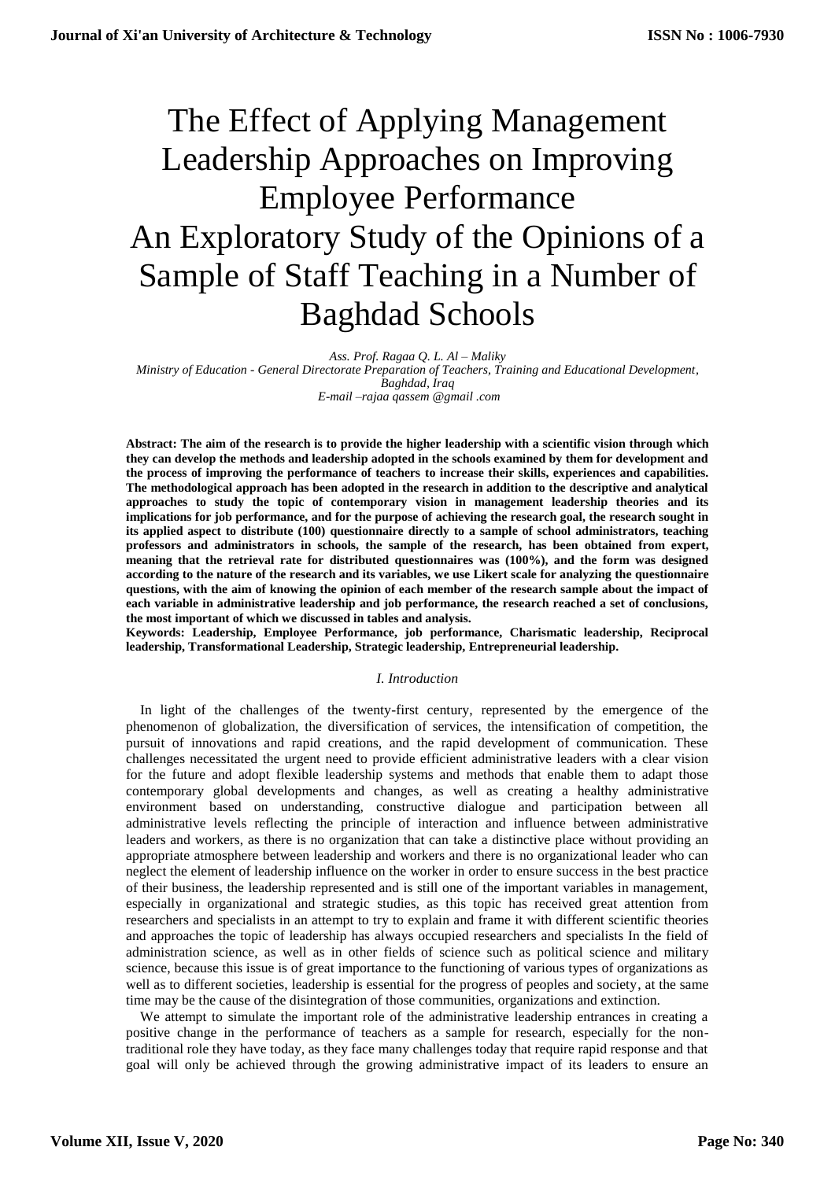# The Effect of Applying Management Leadership Approaches on Improving Employee Performance

# An Exploratory Study of the Opinions of a Sample of Staff Teaching in a Number of Baghdad Schools

*Ass. Prof. Ragaa Q. L. Al – Maliky*

*Ministry of Education - General Directorate Preparation of Teachers, Training and Educational Development, Baghdad, Iraq*

*E-mail –rajaa qassem @gmail .com*

**Abstract: The aim of the research is to provide the higher leadership with a scientific vision through which they can develop the methods and leadership adopted in the schools examined by them for development and the process of improving the performance of teachers to increase their skills, experiences and capabilities. The methodological approach has been adopted in the research in addition to the descriptive and analytical approaches to study the topic of contemporary vision in management leadership theories and its implications for job performance, and for the purpose of achieving the research goal, the research sought in its applied aspect to distribute (100) questionnaire directly to a sample of school administrators, teaching professors and administrators in schools, the sample of the research, has been obtained from expert, meaning that the retrieval rate for distributed questionnaires was (100%), and the form was designed according to the nature of the research and its variables, we use Likert scale for analyzing the questionnaire questions, with the aim of knowing the opinion of each member of the research sample about the impact of each variable in administrative leadership and job performance, the research reached a set of conclusions, the most important of which we discussed in tables and analysis.**

**Keywords: Leadership, Employee Performance, job performance, Charismatic leadership, Reciprocal leadership, Transformational Leadership, Strategic leadership, Entrepreneurial leadership.**

## *I. Introduction*

In light of the challenges of the twenty-first century, represented by the emergence of the phenomenon of globalization, the diversification of services, the intensification of competition, the pursuit of innovations and rapid creations, and the rapid development of communication. These challenges necessitated the urgent need to provide efficient administrative leaders with a clear vision for the future and adopt flexible leadership systems and methods that enable them to adapt those contemporary global developments and changes, as well as creating a healthy administrative environment based on understanding, constructive dialogue and participation between all administrative levels reflecting the principle of interaction and influence between administrative leaders and workers, as there is no organization that can take a distinctive place without providing an appropriate atmosphere between leadership and workers and there is no organizational leader who can neglect the element of leadership influence on the worker in order to ensure success in the best practice of their business, the leadership represented and is still one of the important variables in management, especially in organizational and strategic studies, as this topic has received great attention from researchers and specialists in an attempt to try to explain and frame it with different scientific theories and approaches the topic of leadership has always occupied researchers and specialists In the field of administration science, as well as in other fields of science such as political science and military science, because this issue is of great importance to the functioning of various types of organizations as well as to different societies, leadership is essential for the progress of peoples and society, at the same time may be the cause of the disintegration of those communities, organizations and extinction.

We attempt to simulate the important role of the administrative leadership entrances in creating a positive change in the performance of teachers as a sample for research, especially for the non-traditional role they have today, as they face many challenges today that require rapid response and that goal will only be achieved through the growing administrative impact of its leaders to ensure an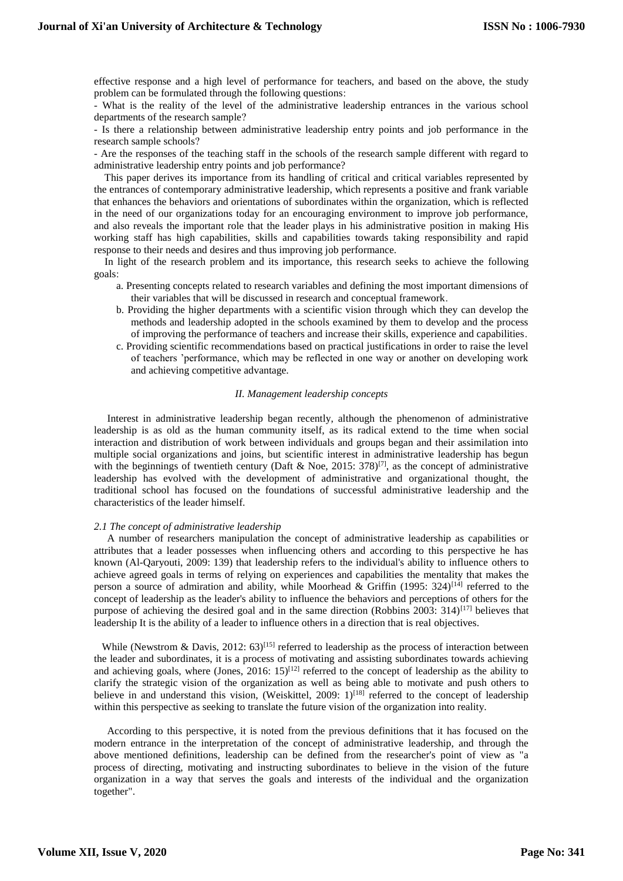effective response and a high level of performance for teachers, and based on the above, the study problem can be formulated through the following questions:

- What is the reality of the level of the administrative leadership entrances in the various school departments of the research sample?
- Is there a relationship between administrative leadership entry points and job performance in the research sample schools?
- Are the responses of the teaching staff in the schools of the research sample different with regard to administrative leadership entry points and job performance?

This paper derives its importance from its handling of critical and critical variables represented by the entrances of contemporary administrative leadership, which represents a positive and frank variable that enhances the behaviors and orientations of subordinates within the organization, which is reflected in the need of our organizations today for an encouraging environment to improve job performance, and also reveals the important role that the leader plays in his administrative position in making His working staff has high capabilities, skills and capabilities towards taking responsibility and rapid response to their needs and desires and thus improving job performance.

In light of the research problem and its importance, this research seeks to achieve the following goals:

a. Presenting concepts related to research variables and defining the most important dimensions of their variables that will be discussed in research and conceptual framework.

b. Providing the higher departments with a scientific vision through which they can develop the methods and leadership adopted in the schools examined by them to develop and the process of improving the performance of teachers and increase their skills, experience and capabilities.

c. Providing scientific recommendations based on practical justifications in order to raise the level of teachers 'performance, which may be reflected in one way or another on developing work and achieving competitive advantage.

## *II. Management leadership concepts*

Interest in administrative leadership began recently, although the phenomenon of administrative leadership is as old as the human community itself, as its radical extend to the time when social interaction and distribution of work between individuals and groups began and their assimilation into multiple social organizations and joins, but scientific interest in administrative leadership has begun with the beginnings of twentieth century (Daft & Noe, 2015: 378)[7], as the concept of administrative leadership has evolved with the development of administrative and organizational thought, the traditional school has focused on the foundations of successful administrative leadership and the characteristics of the leader himself.

### *2.1 The concept of administrative leadership*

A number of researchers manipulation the concept of administrative leadership as capabilities or attributes that a leader possesses when influencing others and according to this perspective he has known (Al-Qaryouti, 2009: 139) that leadership refers to the individual's ability to influence others to achieve agreed goals in terms of relying on experiences and capabilities the mentality that makes the person a source of admiration and ability, while Moorhead & Griffin (1995: 324)[14] referred to the concept of leadership as the leader's ability to influence the behaviors and perceptions of others for the purpose of achieving the desired goal and in the same direction (Robbins 2003: 314)[17] believes that leadership It is the ability of a leader to influence others in a direction that is real objectives.

While (Newstrom & Davis, 2012: 63)[15] referred to leadership as the process of interaction between the leader and subordinates, it is a process of motivating and assisting subordinates towards achieving and achieving goals, where (Jones, 2016: 15)[12] referred to the concept of leadership as the ability to clarify the strategic vision of the organization as well as being able to motivate and push others to believe in and understand this vision, (Weiskittel, 2009: 1)[18] referred to the concept of leadership within this perspective as seeking to translate the future vision of the organization into reality.

According to this perspective, it is noted from the previous definitions that it has focused on the modern entrance in the interpretation of the concept of administrative leadership, and through the above mentioned definitions, leadership can be defined from the researcher's point of view as "a process of directing, motivating and instructing subordinates to believe in the vision of the future organization in a way that serves the goals and interests of the individual and the organization together".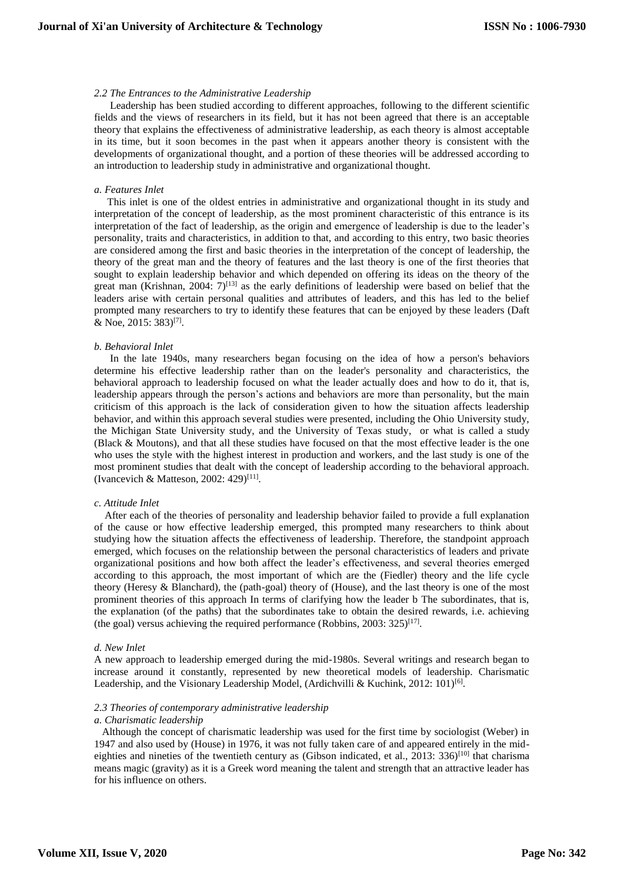*2.2 The Entrances to the Administrative Leadership*

Leadership has been studied according to different approaches, following to the different scientific fields and the views of researchers in its field, but it has not been agreed that there is an acceptable theory that explains the effectiveness of administrative leadership, as each theory is almost acceptable in its time, but it soon becomes in the past when it appears another theory is consistent with the developments of organizational thought, and a portion of these theories will be addressed according to an introduction to leadership study in administrative and organizational thought.

*a. Features Inlet*

This inlet is one of the oldest entries in administrative and organizational thought in its study and interpretation of the concept of leadership, as the most prominent characteristic of this entrance is its interpretation of the fact of leadership, as the origin and emergence of leadership is due to the leader's personality, traits and characteristics, in addition to that, and according to this entry, two basic theories are considered among the first and basic theories in the interpretation of the concept of leadership, the theory of the great man and the theory of features and the last theory is one of the first theories that sought to explain leadership behavior and which depended on offering its ideas on the theory of the great man (Krishnan, 2004: 7)[13] as the early definitions of leadership were based on belief that the leaders arise with certain personal qualities and attributes of leaders, and this has led to the belief prompted many researchers to try to identify these features that can be enjoyed by these leaders (Daft & Noe, 2015: 383)[7].

*b. Behavioral Inlet*

In the late 1940s, many researchers began focusing on the idea of how a person's behaviors determine his effective leadership rather than on the leader's personality and characteristics, the behavioral approach to leadership focused on what the leader actually does and how to do it, that is, leadership appears through the person's actions and behaviors are more than personality, but the main criticism of this approach is the lack of consideration given to how the situation affects leadership behavior, and within this approach several studies were presented, including the Ohio University study, the Michigan State University study, and the University of Texas study, or what is called a study (Black & Moutons), and that all these studies have focused on that the most effective leader is the one who uses the style with the highest interest in production and workers, and the last study is one of the most prominent studies that dealt with the concept of leadership according to the behavioral approach. (Ivancevich & Matteson, 2002: 429)[11].

*c. Attitude Inlet*

After each of the theories of personality and leadership behavior failed to provide a full explanation of the cause or how effective leadership emerged, this prompted many researchers to think about studying how the situation affects the effectiveness of leadership. Therefore, the standpoint approach emerged, which focuses on the relationship between the personal characteristics of leaders and private organizational positions and how both affect the leader's effectiveness, and several theories emerged according to this approach, the most important of which are the (Fiedler) theory and the life cycle theory (Heresy & Blanchard), the (path-goal) theory of (House), and the last theory is one of the most prominent theories of this approach In terms of clarifying how the leader b The subordinates, that is, the explanation (of the paths) that the subordinates take to obtain the desired rewards, i.e. achieving (the goal) versus achieving the required performance (Robbins, 2003: 325)[17].

*d. New Inlet*

A new approach to leadership emerged during the mid-1980s. Several writings and research began to increase around it constantly, represented by new theoretical models of leadership. Charismatic Leadership, and the Visionary Leadership Model, (Ardichvilli & Kuchink, 2012: 101)[6].

*2.3 Theories of contemporary administrative leadership*

*a. Charismatic leadership*

Although the concept of charismatic leadership was used for the first time by sociologist (Weber) in 1947 and also used by (House) in 1976, it was not fully taken care of and appeared entirely in the mid-eighties and nineties of the twentieth century as (Gibson indicated, et al., 2013: 336)[10] that charisma means magic (gravity) as it is a Greek word meaning the talent and strength that an attractive leader has for his influence on others.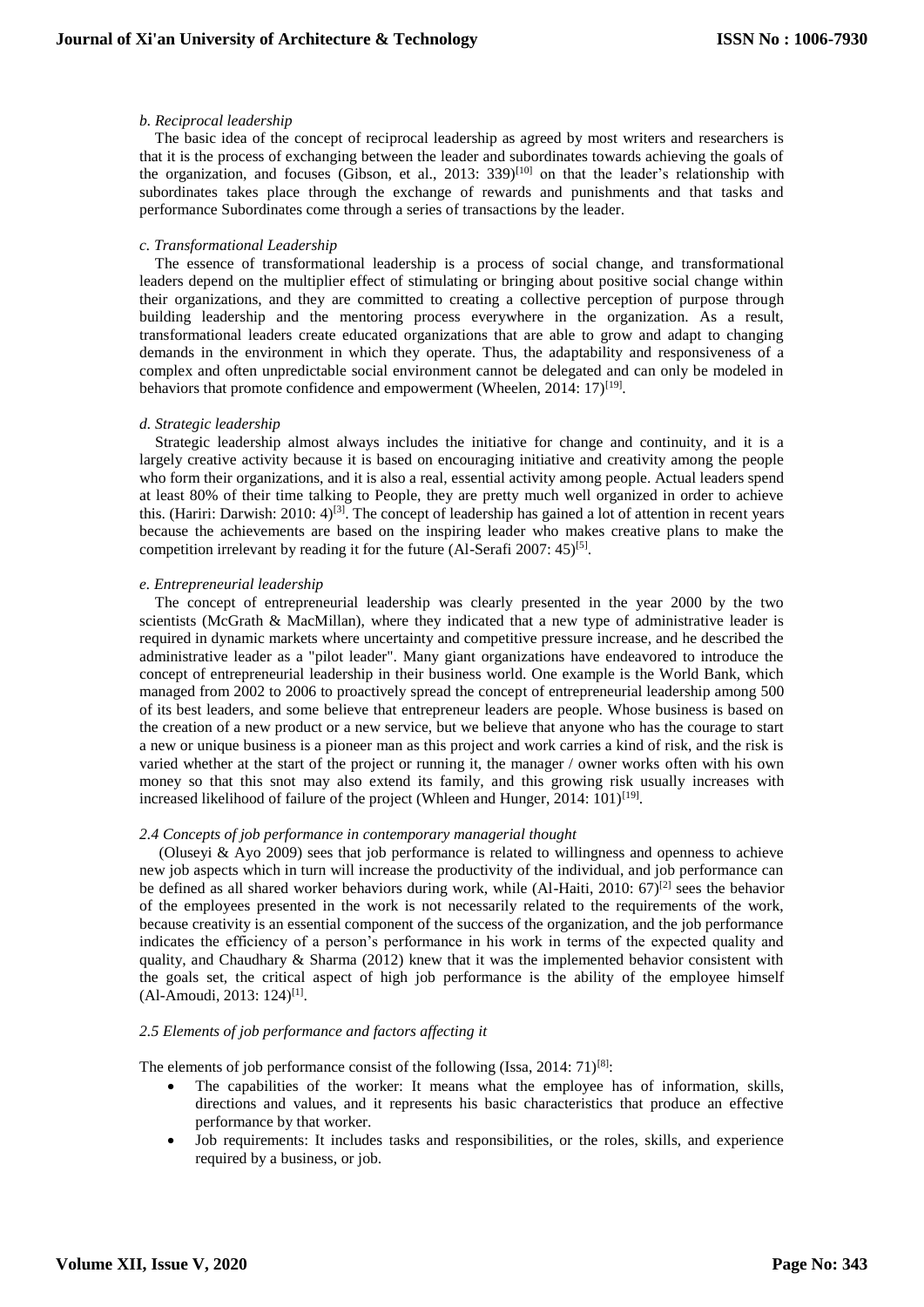*b. Reciprocal leadership*

The basic idea of the concept of reciprocal leadership as agreed by most writers and researchers is that it is the process of exchanging between the leader and subordinates towards achieving the goals of the organization, and focuses (Gibson, et al., 2013: 339)[10] on that the leader's relationship with subordinates takes place through the exchange of rewards and punishments and that tasks and performance Subordinates come through a series of transactions by the leader.

*c. Transformational Leadership*

The essence of transformational leadership is a process of social change, and transformational leaders depend on the multiplier effect of stimulating or bringing about positive social change within their organizations, and they are committed to creating a collective perception of purpose through building leadership and the mentoring process everywhere in the organization. As a result, transformational leaders create educated organizations that are able to grow and adapt to changing demands in the environment in which they operate. Thus, the adaptability and responsiveness of a complex and often unpredictable social environment cannot be delegated and can only be modeled in behaviors that promote confidence and empowerment (Wheelen, 2014: 17)[19].

*d. Strategic leadership*

Strategic leadership almost always includes the initiative for change and continuity, and it is a largely creative activity because it is based on encouraging initiative and creativity among the people who form their organizations, and it is also a real, essential activity among people. Actual leaders spend at least 80% of their time talking to People, they are pretty much well organized in order to achieve this. (Hariri: Darwish: 2010: 4)[3]. The concept of leadership has gained a lot of attention in recent years because the achievements are based on the inspiring leader who makes creative plans to make the competition irrelevant by reading it for the future (Al-Serafi 2007: 45)[5].

*e. Entrepreneurial leadership*

The concept of entrepreneurial leadership was clearly presented in the year 2000 by the two scientists (McGrath & MacMillan), where they indicated that a new type of administrative leader is required in dynamic markets where uncertainty and competitive pressure increase, and he described the administrative leader as a "pilot leader". Many giant organizations have endeavored to introduce the concept of entrepreneurial leadership in their business world. One example is the World Bank, which managed from 2002 to 2006 to proactively spread the concept of entrepreneurial leadership among 500 of its best leaders, and some believe that entrepreneur leaders are people. Whose business is based on the creation of a new product or a new service, but we believe that anyone who has the courage to start a new or unique business is a pioneer man as this project and work carries a kind of risk, and the risk is varied whether at the start of the project or running it, the manager / owner works often with his own money so that this snot may also extend its family, and this growing risk usually increases with increased likelihood of failure of the project (Whleen and Hunger, 2014: 101)[19].

*2.4 Concepts of job performance in contemporary managerial thought*

(Oluseyi & Ayo 2009) sees that job performance is related to willingness and openness to achieve new job aspects which in turn will increase the productivity of the individual, and job performance can be defined as all shared worker behaviors during work, while (Al-Haiti, 2010: 67)[2] sees the behavior of the employees presented in the work is not necessarily related to the requirements of the work, because creativity is an essential component of the success of the organization, and the job performance indicates the efficiency of a person's performance in his work in terms of the expected quality and quality, and Chaudhary & Sharma (2012) knew that it was the implemented behavior consistent with the goals set, the critical aspect of high job performance is the ability of the employee himself (Al-Amoudi, 2013: 124)[1].

*2.5 Elements of job performance and factors affecting it*

The elements of job performance consist of the following (Issa, 2014: 71)[8]:

- The capabilities of the worker: It means what the employee has of information, skills, directions and values, and it represents his basic characteristics that produce an effective performance by that worker.
- Job requirements: It includes tasks and responsibilities, or the roles, skills, and experience required by a business, or job.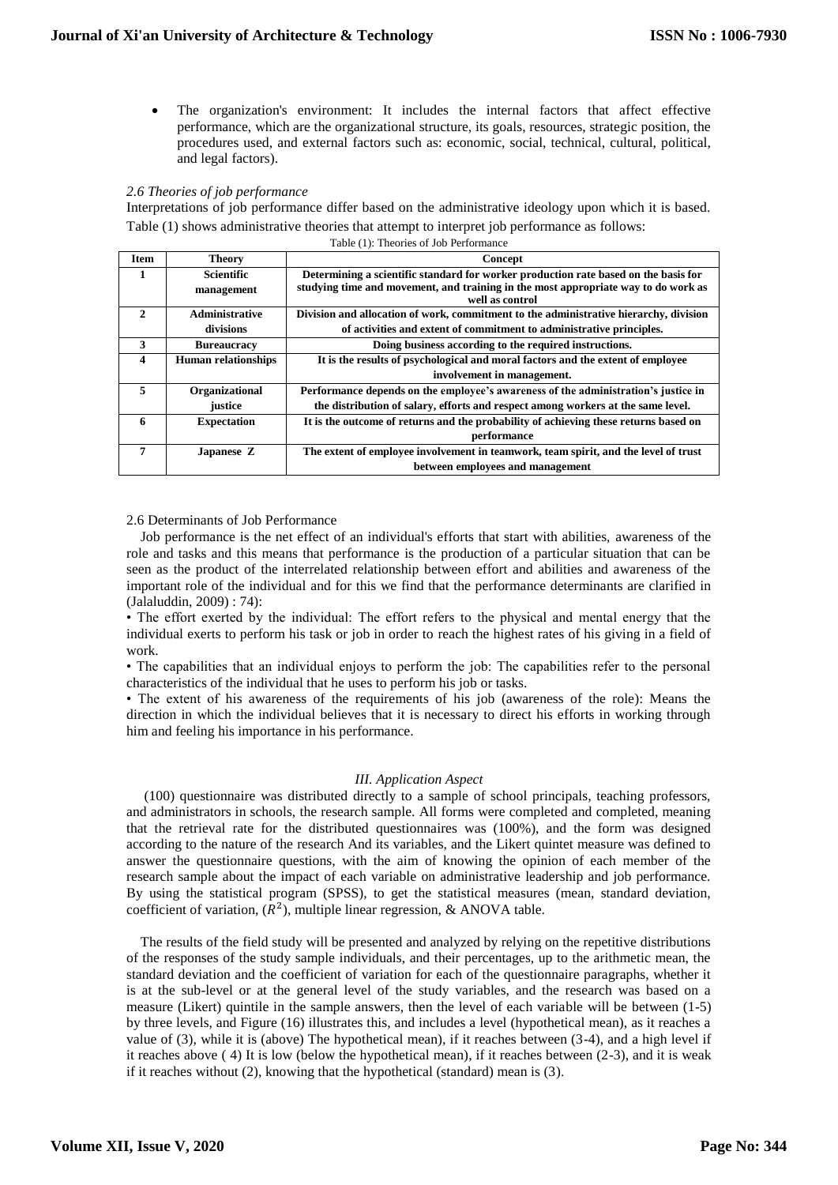- The organization's environment: It includes the internal factors that affect effective performance, which are the organizational structure, its goals, resources, strategic position, the procedures used, and external factors such as: economic, social, technical, cultural, political, and legal factors).

### *2.6 Theories of job performance*

Interpretations of job performance differ based on the administrative ideology upon which it is based. Table (1) shows administrative theories that attempt to interpret job performance as follows:

Table (1): Theories of Job Performance

| Item | Theory | Concept |
|---|---|---|
| **1** | **Scientific management** | **Determining a scientific standard for worker production rate based on the basis for studying time and movement, and training in the most appropriate way to do work as well as control** |
| **2** | **Administrative divisions** | **Division and allocation of work, commitment to the administrative hierarchy, division of activities and extent of commitment to administrative principles.** |
| **3** | **Bureaucracy** | **Doing business according to the required instructions.** |
| **4** | **Human relationships** | **It is the results of psychological and moral factors and the extent of employee involvement in management.** |
| **5** | **Organizational justice** | **Performance depends on the employee's awareness of the administration's justice in the distribution of salary, efforts and respect among workers at the same level.** |
| **6** | **Expectation** | **It is the outcome of returns and the probability of achieving these returns based on performance** |
| **7** | **Japanese Z** | **The extent of employee involvement in teamwork, team spirit, and the level of trust between employees and management** |

### 2.6 Determinants of Job Performance

Job performance is the net effect of an individual's efforts that start with abilities, awareness of the role and tasks and this means that performance is the production of a particular situation that can be seen as the product of the interrelated relationship between effort and abilities and awareness of the important role of the individual and for this we find that the performance determinants are clarified in (Jalaluddin, 2009) : 74):

• The effort exerted by the individual: The effort refers to the physical and mental energy that the individual exerts to perform his task or job in order to reach the highest rates of his giving in a field of work.

• The capabilities that an individual enjoys to perform the job: The capabilities refer to the personal characteristics of the individual that he uses to perform his job or tasks.

• The extent of his awareness of the requirements of his job (awareness of the role): Means the direction in which the individual believes that it is necessary to direct his efforts in working through him and feeling his importance in his performance.

## *III. Application Aspect*

(100) questionnaire was distributed directly to a sample of school principals, teaching professors, and administrators in schools, the research sample. All forms were completed and completed, meaning that the retrieval rate for the distributed questionnaires was (100%), and the form was designed according to the nature of the research And its variables, and the Likert quintet measure was defined to answer the questionnaire questions, with the aim of knowing the opinion of each member of the research sample about the impact of each variable on administrative leadership and job performance. By using the statistical program (SPSS), to get the statistical measures (mean, standard deviation, coefficient of variation, ($R^2$), multiple linear regression, & ANOVA table.

The results of the field study will be presented and analyzed by relying on the repetitive distributions of the responses of the study sample individuals, and their percentages, up to the arithmetic mean, the standard deviation and the coefficient of variation for each of the questionnaire paragraphs, whether it is at the sub-level or at the general level of the study variables, and the research was based on a measure (Likert) quintile in the sample answers, then the level of each variable will be between (1-5) by three levels, and Figure (16) illustrates this, and includes a level (hypothetical mean), as it reaches a value of (3), while it is (above) The hypothetical mean), if it reaches between (3-4), and a high level if it reaches above ( 4) It is low (below the hypothetical mean), if it reaches between (2-3), and it is weak if it reaches without (2), knowing that the hypothetical (standard) mean is (3).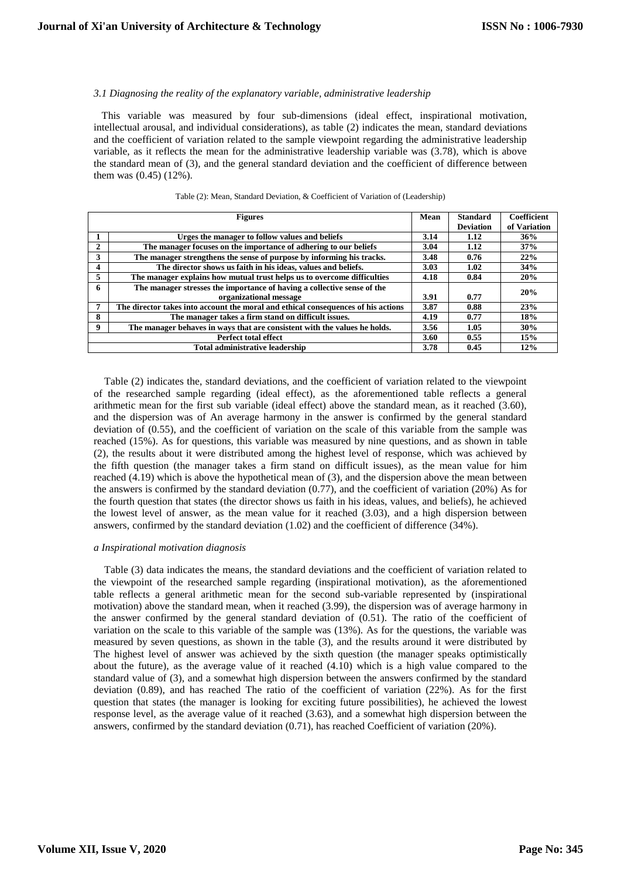*3.1 Diagnosing the reality of the explanatory variable, administrative leadership*

This variable was measured by four sub-dimensions (ideal effect, inspirational motivation, intellectual arousal, and individual considerations), as table (2) indicates the mean, standard deviations and the coefficient of variation related to the sample viewpoint regarding the administrative leadership variable, as it reflects the mean for the administrative leadership variable was (3.78), which is above the standard mean of (3), and the general standard deviation and the coefficient of difference between them was (0.45) (12%).

Table (2): Mean, Standard Deviation, & Coefficient of Variation of (Leadership)

| | Figures | Mean | Standard Deviation | Coefficient of Variation |
|---|---|---|---|---|
| 1 | Urges the manager to follow values and beliefs | 3.14 | 1.12 | 36% |
| 2 | The manager focuses on the importance of adhering to our beliefs | 3.04 | 1.12 | 37% |
| 3 | The manager strengthens the sense of purpose by informing his tracks. | 3.48 | 0.76 | 22% |
| 4 | The director shows us faith in his ideas, values and beliefs. | 3.03 | 1.02 | 34% |
| 5 | The manager explains how mutual trust helps us to overcome difficulties | 4.18 | 0.84 | 20% |
| 6 | The manager stresses the importance of having a collective sense of the organizational message | 3.91 | 0.77 | 20% |
| 7 | The director takes into account the moral and ethical consequences of his actions | 3.87 | 0.88 | 23% |
| 8 | The manager takes a firm stand on difficult issues. | 4.19 | 0.77 | 18% |
| 9 | The manager behaves in ways that are consistent with the values he holds. | 3.56 | 1.05 | 30% |
| Perfect total effect | | 3.60 | 0.55 | 15% |
| Total administrative leadership | | 3.78 | 0.45 | 12% |

Table (2) indicates the, standard deviations, and the coefficient of variation related to the viewpoint of the researched sample regarding (ideal effect), as the aforementioned table reflects a general arithmetic mean for the first sub variable (ideal effect) above the standard mean, as it reached (3.60), and the dispersion was of An average harmony in the answer is confirmed by the general standard deviation of (0.55), and the coefficient of variation on the scale of this variable from the sample was reached (15%). As for questions, this variable was measured by nine questions, and as shown in table (2), the results about it were distributed among the highest level of response, which was achieved by the fifth question (the manager takes a firm stand on difficult issues), as the mean value for him reached (4.19) which is above the hypothetical mean of (3), and the dispersion above the mean between the answers is confirmed by the standard deviation (0.77), and the coefficient of variation (20%) As for the fourth question that states (the director shows us faith in his ideas, values, and beliefs), he achieved the lowest level of answer, as the mean value for it reached (3.03), and a high dispersion between answers, confirmed by the standard deviation (1.02) and the coefficient of difference (34%).

*a Inspirational motivation diagnosis*

Table (3) data indicates the means, the standard deviations and the coefficient of variation related to the viewpoint of the researched sample regarding (inspirational motivation), as the aforementioned table reflects a general arithmetic mean for the second sub-variable represented by (inspirational motivation) above the standard mean, when it reached (3.99), the dispersion was of average harmony in the answer confirmed by the general standard deviation of (0.51). The ratio of the coefficient of variation on the scale to this variable of the sample was (13%). As for the questions, the variable was measured by seven questions, as shown in the table (3), and the results around it were distributed by The highest level of answer was achieved by the sixth question (the manager speaks optimistically about the future), as the average value of it reached (4.10) which is a high value compared to the standard value of (3), and a somewhat high dispersion between the answers confirmed by the standard deviation (0.89), and has reached The ratio of the coefficient of variation (22%). As for the first question that states (the manager is looking for exciting future possibilities), he achieved the lowest response level, as the average value of it reached (3.63), and a somewhat high dispersion between the answers, confirmed by the standard deviation (0.71), has reached Coefficient of variation (20%).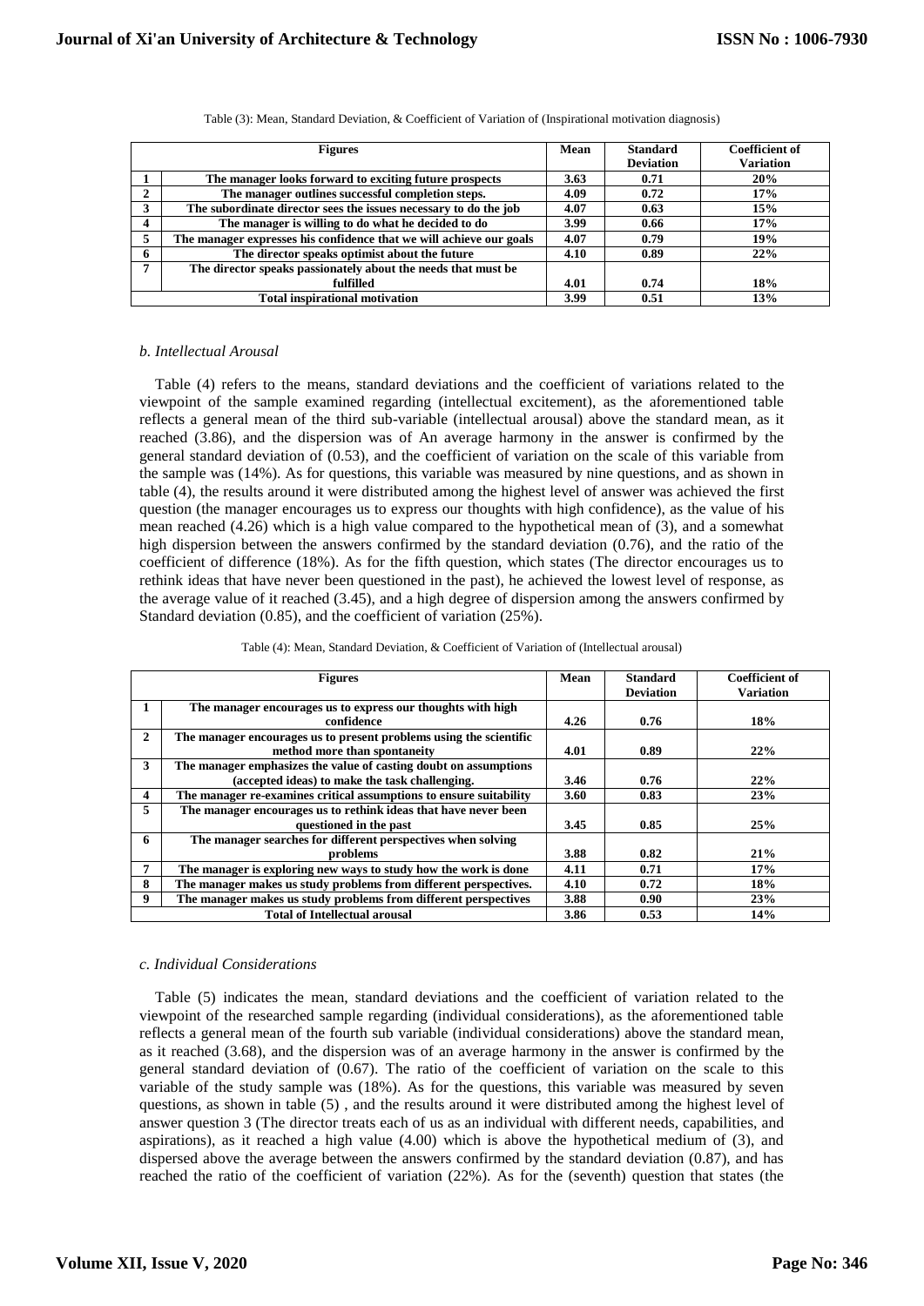Table (3): Mean, Standard Deviation, & Coefficient of Variation of (Inspirational motivation diagnosis)

| | Figures | Mean | Standard Deviation | Coefficient of Variation |
|---|---|---|---|---|
| 1 | The manager looks forward to exciting future prospects | 3.63 | 0.71 | 20% |
| 2 | The manager outlines successful completion steps. | 4.09 | 0.72 | 17% |
| 3 | The subordinate director sees the issues necessary to do the job | 4.07 | 0.63 | 15% |
| 4 | The manager is willing to do what he decided to do | 3.99 | 0.66 | 17% |
| 5 | The manager expresses his confidence that we will achieve our goals | 4.07 | 0.79 | 19% |
| 6 | The director speaks optimist about the future | 4.10 | 0.89 | 22% |
| 7 | The director speaks passionately about the needs that must be fulfilled | 4.01 | 0.74 | 18% |
| | Total inspirational motivation | 3.99 | 0.51 | 13% |

*b. Intellectual Arousal*

Table (4) refers to the means, standard deviations and the coefficient of variations related to the viewpoint of the sample examined regarding (intellectual excitement), as the aforementioned table reflects a general mean of the third sub-variable (intellectual arousal) above the standard mean, as it reached (3.86), and the dispersion was of An average harmony in the answer is confirmed by the general standard deviation of (0.53), and the coefficient of variation on the scale of this variable from the sample was (14%). As for questions, this variable was measured by nine questions, and as shown in table (4), the results around it were distributed among the highest level of answer was achieved the first question (the manager encourages us to express our thoughts with high confidence), as the value of his mean reached (4.26) which is a high value compared to the hypothetical mean of (3), and a somewhat high dispersion between the answers confirmed by the standard deviation (0.76), and the ratio of the coefficient of difference (18%). As for the fifth question, which states (The director encourages us to rethink ideas that have never been questioned in the past), he achieved the lowest level of response, as the average value of it reached (3.45), and a high degree of dispersion among the answers confirmed by Standard deviation (0.85), and the coefficient of variation (25%).

Table (4): Mean, Standard Deviation, & Coefficient of Variation of (Intellectual arousal)

| | Figures | Mean | Standard Deviation | Coefficient of Variation |
|---|---|---|---|---|
| 1 | The manager encourages us to express our thoughts with high confidence | 4.26 | 0.76 | 18% |
| 2 | The manager encourages us to present problems using the scientific method more than spontaneity | 4.01 | 0.89 | 22% |
| 3 | The manager emphasizes the value of casting doubt on assumptions (accepted ideas) to make the task challenging. | 3.46 | 0.76 | 22% |
| 4 | The manager re-examines critical assumptions to ensure suitability | 3.60 | 0.83 | 23% |
| 5 | The manager encourages us to rethink ideas that have never been questioned in the past | 3.45 | 0.85 | 25% |
| 6 | The manager searches for different perspectives when solving problems | 3.88 | 0.82 | 21% |
| 7 | The manager is exploring new ways to study how the work is done | 4.11 | 0.71 | 17% |
| 8 | The manager makes us study problems from different perspectives. | 4.10 | 0.72 | 18% |
| 9 | The manager makes us study problems from different perspectives | 3.88 | 0.90 | 23% |
| | Total of Intellectual arousal | 3.86 | 0.53 | 14% |

*c. Individual Considerations*

Table (5) indicates the mean, standard deviations and the coefficient of variation related to the viewpoint of the researched sample regarding (individual considerations), as the aforementioned table reflects a general mean of the fourth sub variable (individual considerations) above the standard mean, as it reached (3.68), and the dispersion was of an average harmony in the answer is confirmed by the general standard deviation of (0.67). The ratio of the coefficient of variation on the scale to this variable of the study sample was (18%). As for the questions, this variable was measured by seven questions, as shown in table (5) , and the results around it were distributed among the highest level of answer question 3 (The director treats each of us as an individual with different needs, capabilities, and aspirations), as it reached a high value (4.00) which is above the hypothetical medium of (3), and dispersed above the average between the answers confirmed by the standard deviation (0.87), and has reached the ratio of the coefficient of variation (22%). As for the (seventh) question that states (the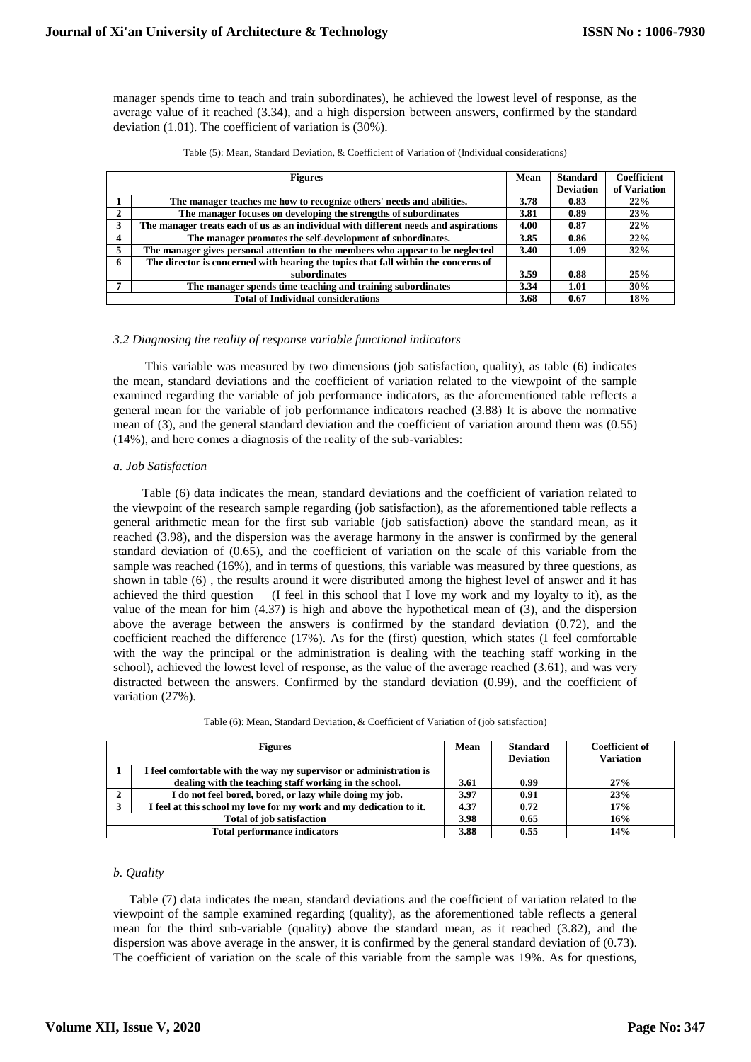manager spends time to teach and train subordinates), he achieved the lowest level of response, as the average value of it reached (3.34), and a high dispersion between answers, confirmed by the standard deviation (1.01). The coefficient of variation is (30%).

Table (5): Mean, Standard Deviation, & Coefficient of Variation of (Individual considerations)

| | Figures | Mean | Standard Deviation | Coefficient of Variation |
|---|---|---|---|---|
| 1 | The manager teaches me how to recognize others' needs and abilities. | 3.78 | 0.83 | 22% |
| 2 | The manager focuses on developing the strengths of subordinates | 3.81 | 0.89 | 23% |
| 3 | The manager treats each of us as an individual with different needs and aspirations | 4.00 | 0.87 | 22% |
| 4 | The manager promotes the self-development of subordinates. | 3.85 | 0.86 | 22% |
| 5 | The manager gives personal attention to the members who appear to be neglected | 3.40 | 1.09 | 32% |
| 6 | The director is concerned with hearing the topics that fall within the concerns of subordinates | 3.59 | 0.88 | 25% |
| 7 | The manager spends time teaching and training subordinates | 3.34 | 1.01 | 30% |
| Total of Individual considerations | | 3.68 | 0.67 | 18% |

*3.2 Diagnosing the reality of response variable functional indicators*

This variable was measured by two dimensions (job satisfaction, quality), as table (6) indicates the mean, standard deviations and the coefficient of variation related to the viewpoint of the sample examined regarding the variable of job performance indicators, as the aforementioned table reflects a general mean for the variable of job performance indicators reached (3.88) It is above the normative mean of (3), and the general standard deviation and the coefficient of variation around them was (0.55) (14%), and here comes a diagnosis of the reality of the sub-variables:

*a. Job Satisfaction*

Table (6) data indicates the mean, standard deviations and the coefficient of variation related to the viewpoint of the research sample regarding (job satisfaction), as the aforementioned table reflects a general arithmetic mean for the first sub variable (job satisfaction) above the standard mean, as it reached (3.98), and the dispersion was the average harmony in the answer is confirmed by the general standard deviation of (0.65), and the coefficient of variation on the scale of this variable from the sample was reached (16%), and in terms of questions, this variable was measured by three questions, as shown in table (6) , the results around it were distributed among the highest level of answer and it has achieved the third question (I feel in this school that I love my work and my loyalty to it), as the value of the mean for him (4.37) is high and above the hypothetical mean of (3), and the dispersion above the average between the answers is confirmed by the standard deviation (0.72), and the coefficient reached the difference (17%). As for the (first) question, which states (I feel comfortable with the way the principal or the administration is dealing with the teaching staff working in the school), achieved the lowest level of response, as the value of the average reached (3.61), and was very distracted between the answers. Confirmed by the standard deviation (0.99), and the coefficient of variation (27%).

Table (6): Mean, Standard Deviation, & Coefficient of Variation of (job satisfaction)

| | Figures | Mean | Standard Deviation | Coefficient of Variation |
|---|---|---|---|---|
| 1 | I feel comfortable with the way my supervisor or administration is dealing with the teaching staff working in the school. | 3.61 | 0.99 | 27% |
| 2 | I do not feel bored, bored, or lazy while doing my job. | 3.97 | 0.91 | 23% |
| 3 | I feel at this school my love for my work and my dedication to it. | 4.37 | 0.72 | 17% |
| Total of job satisfaction | | 3.98 | 0.65 | 16% |
| Total performance indicators | | 3.88 | 0.55 | 14% |

*b. Quality*

Table (7) data indicates the mean, standard deviations and the coefficient of variation related to the viewpoint of the sample examined regarding (quality), as the aforementioned table reflects a general mean for the third sub-variable (quality) above the standard mean, as it reached (3.82), and the dispersion was above average in the answer, it is confirmed by the general standard deviation of (0.73). The coefficient of variation on the scale of this variable from the sample was 19%. As for questions,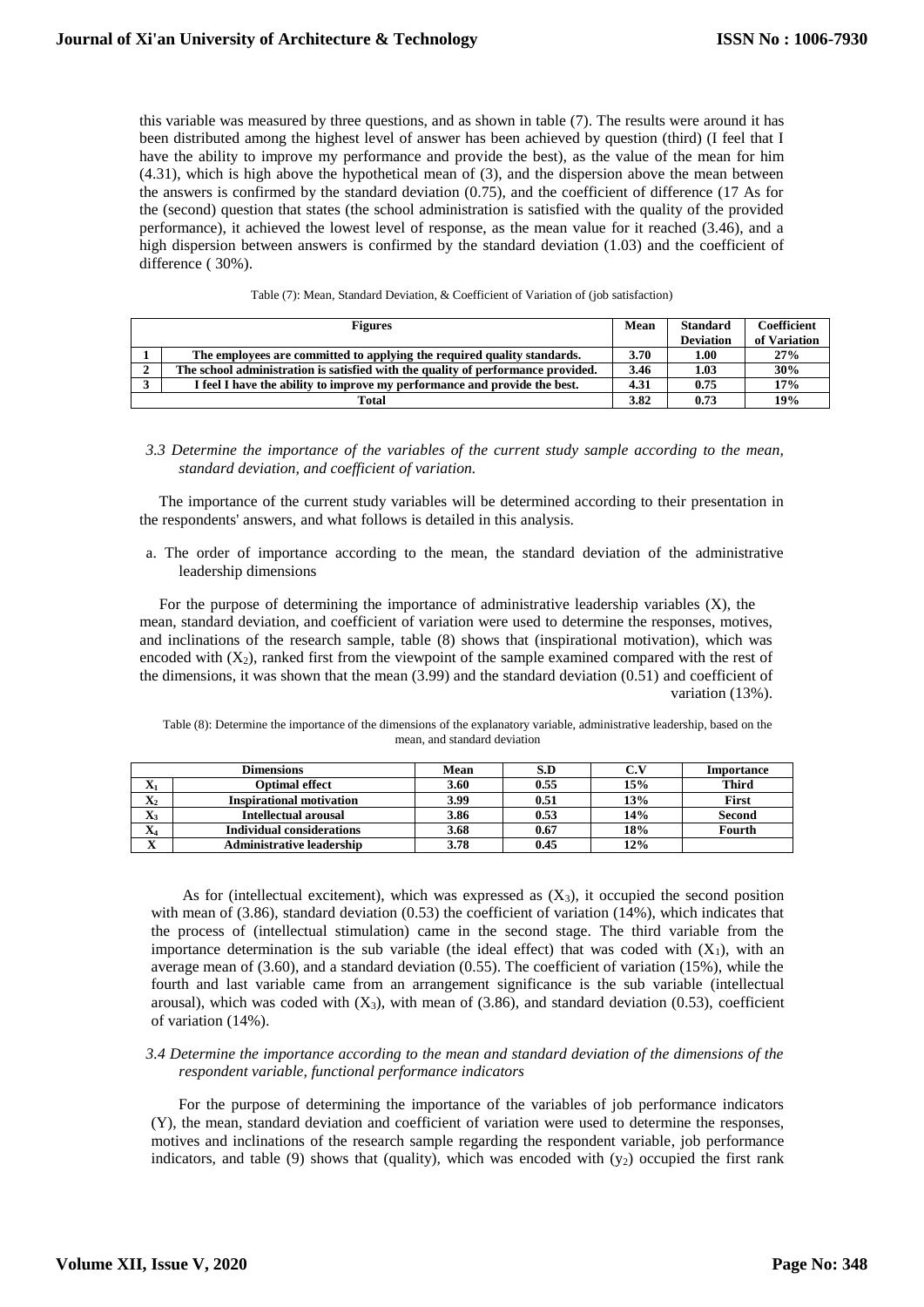this variable was measured by three questions, and as shown in table (7). The results were around it has been distributed among the highest level of answer has been achieved by question (third) (I feel that I have the ability to improve my performance and provide the best), as the value of the mean for him (4.31), which is high above the hypothetical mean of (3), and the dispersion above the mean between the answers is confirmed by the standard deviation (0.75), and the coefficient of difference (17 As for the (second) question that states (the school administration is satisfied with the quality of the provided performance), it achieved the lowest level of response, as the mean value for it reached (3.46), and a high dispersion between answers is confirmed by the standard deviation (1.03) and the coefficient of difference ( 30%).

Table (7): Mean, Standard Deviation, & Coefficient of Variation of (job satisfaction)

| | Figures | Mean | Standard Deviation | Coefficient of Variation |
|---|---|---|---|---|
| **1** | **The employees are committed to applying the required quality standards.** | **3.70** | **1.00** | **27%** |
| **2** | **The school administration is satisfied with the quality of performance provided.** | **3.46** | **1.03** | **30%** |
| **3** | **I feel I have the ability to improve my performance and provide the best.** | **4.31** | **0.75** | **17%** |
| | **Total** | **3.82** | **0.73** | **19%** |

*3.3 Determine the importance of the variables of the current study sample according to the mean, standard deviation, and coefficient of variation.*

The importance of the current study variables will be determined according to their presentation in the respondents' answers, and what follows is detailed in this analysis.

a. The order of importance according to the mean, the standard deviation of the administrative leadership dimensions

For the purpose of determining the importance of administrative leadership variables (X), the mean, standard deviation, and coefficient of variation were used to determine the responses, motives, and inclinations of the research sample, table (8) shows that (inspirational motivation), which was encoded with ($X_2$), ranked first from the viewpoint of the sample examined compared with the rest of the dimensions, it was shown that the mean (3.99) and the standard deviation (0.51) and coefficient of variation (13%).

Table (8): Determine the importance of the dimensions of the explanatory variable, administrative leadership, based on the mean, and standard deviation

| | Dimensions | Mean | S.D | C.V | Importance |
|---|---|---|---|---|---|
| $X_1$ | **Optimal effect** | **3.60** | **0.55** | **15%** | **Third** |
| $X_2$ | **Inspirational motivation** | **3.99** | **0.51** | **13%** | **First** |
| $X_3$ | **Intellectual arousal** | **3.86** | **0.53** | **14%** | **Second** |
| $X_4$ | **Individual considerations** | **3.68** | **0.67** | **18%** | **Fourth** |
| $X$ | **Administrative leadership** | **3.78** | **0.45** | **12%** | |

As for (intellectual excitement), which was expressed as ($X_3$), it occupied the second position with mean of (3.86), standard deviation (0.53) the coefficient of variation (14%), which indicates that the process of (intellectual stimulation) came in the second stage. The third variable from the importance determination is the sub variable (the ideal effect) that was coded with ($X_1$), with an average mean of (3.60), and a standard deviation (0.55). The coefficient of variation (15%), while the fourth and last variable came from an arrangement significance is the sub variable (intellectual arousal), which was coded with ($X_3$), with mean of (3.86), and standard deviation (0.53), coefficient of variation (14%).

*3.4 Determine the importance according to the mean and standard deviation of the dimensions of the respondent variable, functional performance indicators*

For the purpose of determining the importance of the variables of job performance indicators (Y), the mean, standard deviation and coefficient of variation were used to determine the responses, motives and inclinations of the research sample regarding the respondent variable, job performance indicators, and table (9) shows that (quality), which was encoded with ($y_2$) occupied the first rank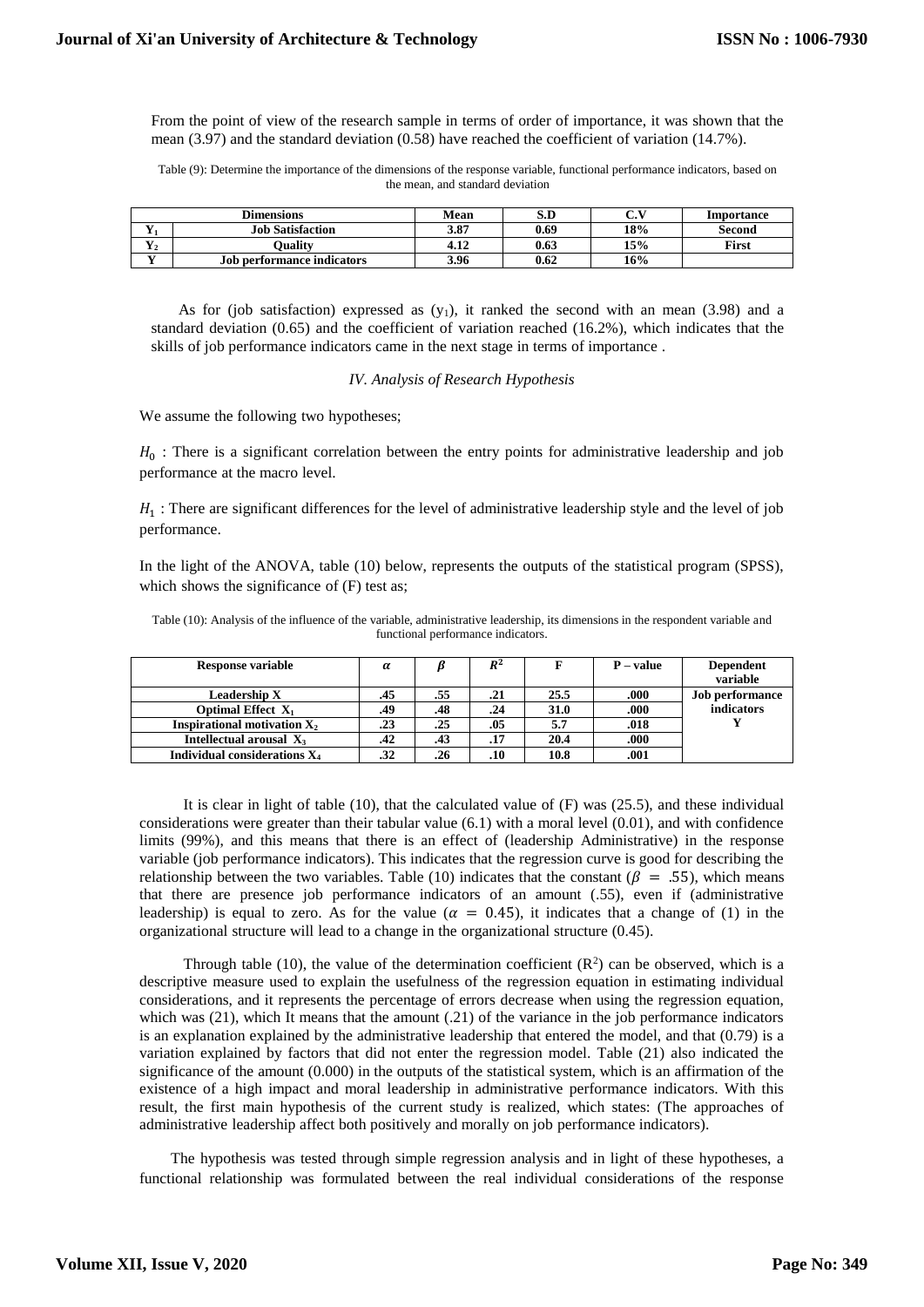From the point of view of the research sample in terms of order of importance, it was shown that the mean (3.97) and the standard deviation (0.58) have reached the coefficient of variation (14.7%).

Table (9): Determine the importance of the dimensions of the response variable, functional performance indicators, based on the mean, and standard deviation

| | Dimensions | Mean | S.D | C.V | Importance |
|---|---|---|---|---|---|
| $Y_1$ | Job Satisfaction | 3.87 | 0.69 | 18% | Second |
| $Y_2$ | Quality | 4.12 | 0.63 | 15% | First |
| Y | Job performance indicators | 3.96 | 0.62 | 16% | |

As for (job satisfaction) expressed as ($y_1$), it ranked the second with an mean (3.98) and a standard deviation (0.65) and the coefficient of variation reached (16.2%), which indicates that the skills of job performance indicators came in the next stage in terms of importance .

### *IV. Analysis of Research Hypothesis*

We assume the following two hypotheses;

$H_0$ : There is a significant correlation between the entry points for administrative leadership and job performance at the macro level.

$H_1$ : There are significant differences for the level of administrative leadership style and the level of job performance.

In the light of the ANOVA, table (10) below, represents the outputs of the statistical program (SPSS), which shows the significance of (F) test as;

Table (10): Analysis of the influence of the variable, administrative leadership, its dimensions in the respondent variable and functional performance indicators.

| Response variable | $\alpha$ | $\beta$ | $R^2$ | F | P – value | Dependent variable |
|---|---|---|---|---|---|---|
| Leadership X | .45 | .55 | .21 | 25.5 | .000 | Job performance indicators Y |
| Optimal Effect $X_1$ | .49 | .48 | .24 | 31.0 | .000 | |
| Inspirational motivation $X_2$ | .23 | .25 | .05 | 5.7 | .018 | |
| Intellectual arousal $X_3$ | .42 | .43 | .17 | 20.4 | .000 | |
| Individual considerations $X_4$ | .32 | .26 | .10 | 10.8 | .001 | |

It is clear in light of table (10), that the calculated value of (F) was (25.5), and these individual considerations were greater than their tabular value (6.1) with a moral level (0.01), and with confidence limits (99%), and this means that there is an effect of (leadership Administrative) in the response variable (job performance indicators). This indicates that the regression curve is good for describing the relationship between the two variables. Table (10) indicates that the constant ($\beta = .55$), which means that there are presence job performance indicators of an amount (.55), even if (administrative leadership) is equal to zero. As for the value ($\alpha = 0.45$), it indicates that a change of (1) in the organizational structure will lead to a change in the organizational structure (0.45).

Through table (10), the value of the determination coefficient ($R^2$) can be observed, which is a descriptive measure used to explain the usefulness of the regression equation in estimating individual considerations, and it represents the percentage of errors decrease when using the regression equation, which was (21), which It means that the amount (.21) of the variance in the job performance indicators is an explanation explained by the administrative leadership that entered the model, and that (0.79) is a variation explained by factors that did not enter the regression model. Table (21) also indicated the significance of the amount (0.000) in the outputs of the statistical system, which is an affirmation of the existence of a high impact and moral leadership in administrative performance indicators. With this result, the first main hypothesis of the current study is realized, which states: (The approaches of administrative leadership affect both positively and morally on job performance indicators).

The hypothesis was tested through simple regression analysis and in light of these hypotheses, a functional relationship was formulated between the real individual considerations of the response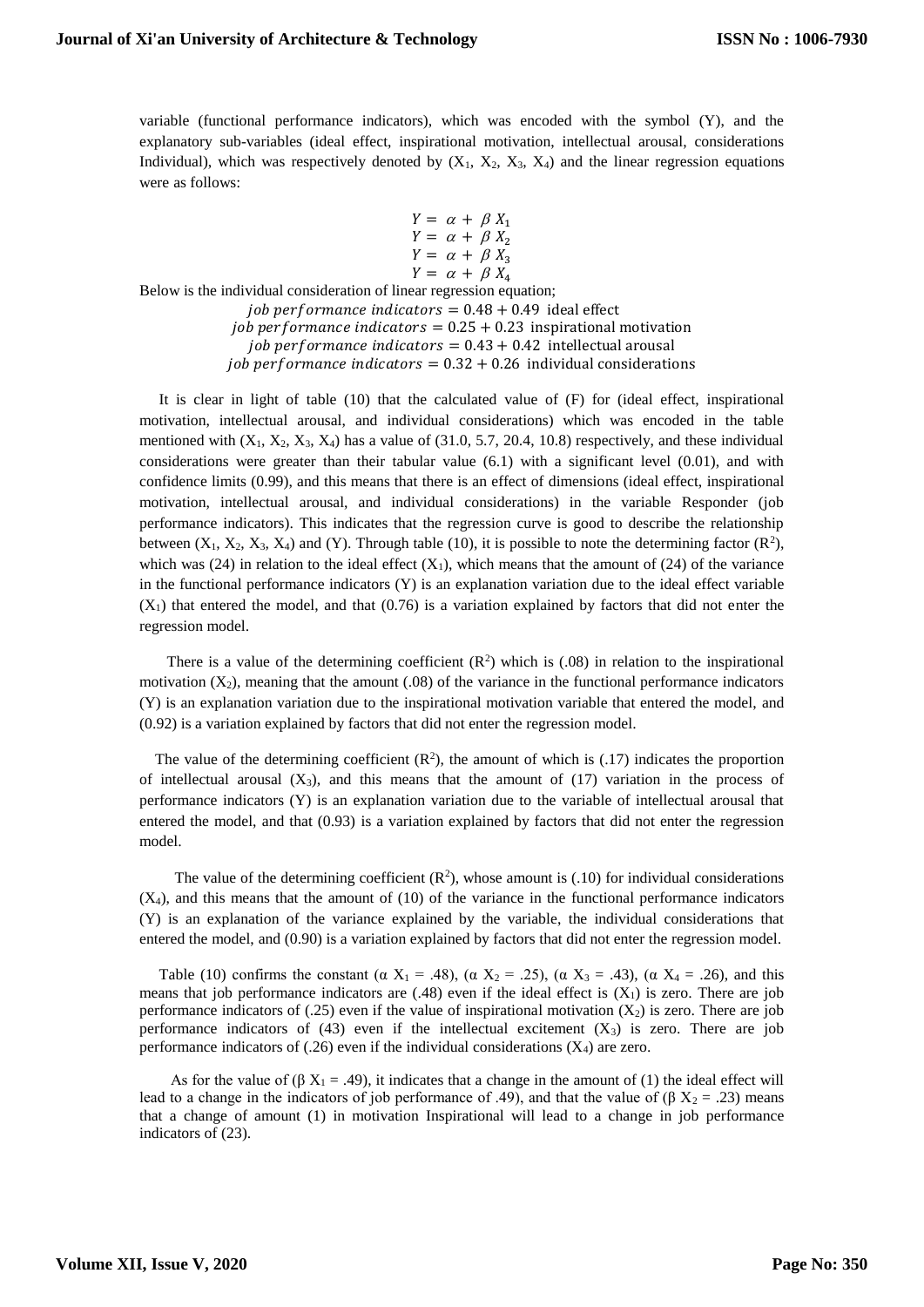variable (functional performance indicators), which was encoded with the symbol (Y), and the explanatory sub-variables (ideal effect, inspirational motivation, intellectual arousal, considerations Individual), which was respectively denoted by ($X_1$, $X_2$, $X_3$, $X_4$) and the linear regression equations were as follows:

$$Y = \alpha + \beta X_1$$
$$Y = \alpha + \beta X_2$$
$$Y = \alpha + \beta X_3$$
$$Y = \alpha + \beta X_4$$

Below is the individual consideration of linear regression equation;

$$job\ performance\ indicators = 0.48 + 0.49 \text{ ideal effect}$$
$$job\ performance\ indicators = 0.25 + 0.23 \text{ inspirational motivation}$$
$$job\ performance\ indicators = 0.43 + 0.42 \text{ intellectual arousal}$$
$$job\ performance\ indicators = 0.32 + 0.26 \text{ individual considerations}$$

It is clear in light of table (10) that the calculated value of (F) for (ideal effect, inspirational motivation, intellectual arousal, and individual considerations) which was encoded in the table mentioned with ($X_1$, $X_2$, $X_3$, $X_4$) has a value of (31.0, 5.7, 20.4, 10.8) respectively, and these individual considerations were greater than their tabular value (6.1) with a significant level (0.01), and with confidence limits (0.99), and this means that there is an effect of dimensions (ideal effect, inspirational motivation, intellectual arousal, and individual considerations) in the variable Responder (job performance indicators). This indicates that the regression curve is good to describe the relationship between ($X_1$, $X_2$, $X_3$, $X_4$) and (Y). Through table (10), it is possible to note the determining factor ($R^2$), which was (24) in relation to the ideal effect ($X_1$), which means that the amount of (24) of the variance in the functional performance indicators (Y) is an explanation variation due to the ideal effect variable ($X_1$) that entered the model, and that (0.76) is a variation explained by factors that did not enter the regression model.

There is a value of the determining coefficient ($R^2$) which is (.08) in relation to the inspirational motivation ($X_2$), meaning that the amount (.08) of the variance in the functional performance indicators (Y) is an explanation variation due to the inspirational motivation variable that entered the model, and (0.92) is a variation explained by factors that did not enter the regression model.

The value of the determining coefficient ($R^2$), the amount of which is (.17) indicates the proportion of intellectual arousal ($X_3$), and this means that the amount of (17) variation in the process of performance indicators (Y) is an explanation variation due to the variable of intellectual arousal that entered the model, and that (0.93) is a variation explained by factors that did not enter the regression model.

The value of the determining coefficient ($R^2$), whose amount is (.10) for individual considerations ($X_4$), and this means that the amount of (10) of the variance in the functional performance indicators (Y) is an explanation of the variance explained by the variable, the individual considerations that entered the model, and (0.90) is a variation explained by factors that did not enter the regression model.

Table (10) confirms the constant ($\alpha$ $X_1$ = .48), ($\alpha$ $X_2$ = .25), ($\alpha$ $X_3$ = .43), ($\alpha$ $X_4$ = .26), and this means that job performance indicators are (.48) even if the ideal effect is ($X_1$) is zero. There are job performance indicators of (.25) even if the value of inspirational motivation ($X_2$) is zero. There are job performance indicators of (43) even if the intellectual excitement ($X_3$) is zero. There are job performance indicators of (.26) even if the individual considerations ($X_4$) are zero.

As for the value of ($\beta$ $X_1$ = .49), it indicates that a change in the amount of (1) the ideal effect will lead to a change in the indicators of job performance of .49), and that the value of ($\beta$ $X_2$ = .23) means that a change of amount (1) in motivation Inspirational will lead to a change in job performance indicators of (23).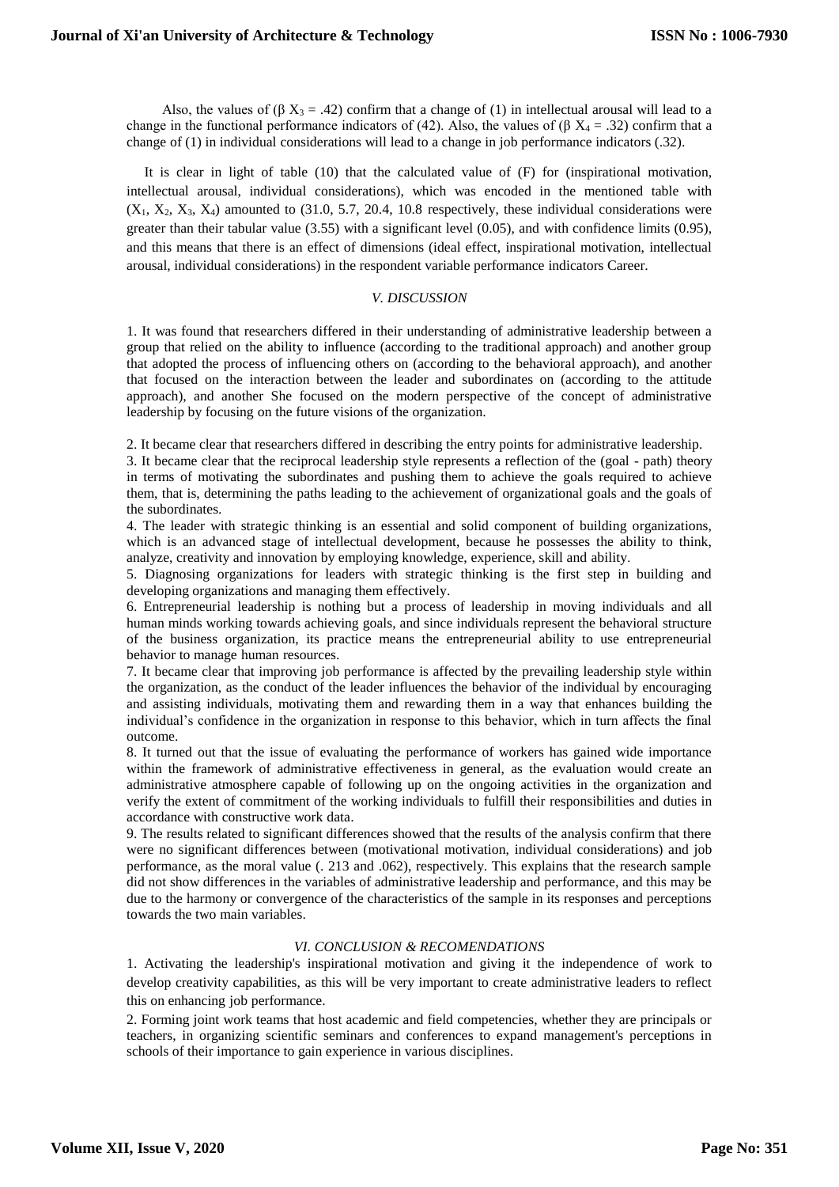Also, the values of ($\beta X_3 = .42$) confirm that a change of (1) in intellectual arousal will lead to a change in the functional performance indicators of (42). Also, the values of ($\beta X_4 = .32$) confirm that a change of (1) in individual considerations will lead to a change in job performance indicators (.32).

It is clear in light of table (10) that the calculated value of (F) for (inspirational motivation, intellectual arousal, individual considerations), which was encoded in the mentioned table with ($X_1$, $X_2$, $X_3$, $X_4$) amounted to (31.0, 5.7, 20.4, 10.8 respectively, these individual considerations were greater than their tabular value (3.55) with a significant level (0.05), and with confidence limits (0.95), and this means that there is an effect of dimensions (ideal effect, inspirational motivation, intellectual arousal, individual considerations) in the respondent variable performance indicators Career.

## *V. DISCUSSION*

1. It was found that researchers differed in their understanding of administrative leadership between a group that relied on the ability to influence (according to the traditional approach) and another group that adopted the process of influencing others on (according to the behavioral approach), and another that focused on the interaction between the leader and subordinates on (according to the attitude approach), and another She focused on the modern perspective of the concept of administrative leadership by focusing on the future visions of the organization.

2. It became clear that researchers differed in describing the entry points for administrative leadership.

3. It became clear that the reciprocal leadership style represents a reflection of the (goal - path) theory in terms of motivating the subordinates and pushing them to achieve the goals required to achieve them, that is, determining the paths leading to the achievement of organizational goals and the goals of the subordinates.

4. The leader with strategic thinking is an essential and solid component of building organizations, which is an advanced stage of intellectual development, because he possesses the ability to think, analyze, creativity and innovation by employing knowledge, experience, skill and ability.

5. Diagnosing organizations for leaders with strategic thinking is the first step in building and developing organizations and managing them effectively.

6. Entrepreneurial leadership is nothing but a process of leadership in moving individuals and all human minds working towards achieving goals, and since individuals represent the behavioral structure of the business organization, its practice means the entrepreneurial ability to use entrepreneurial behavior to manage human resources.

7. It became clear that improving job performance is affected by the prevailing leadership style within the organization, as the conduct of the leader influences the behavior of the individual by encouraging and assisting individuals, motivating them and rewarding them in a way that enhances building the individual's confidence in the organization in response to this behavior, which in turn affects the final outcome.

8. It turned out that the issue of evaluating the performance of workers has gained wide importance within the framework of administrative effectiveness in general, as the evaluation would create an administrative atmosphere capable of following up on the ongoing activities in the organization and verify the extent of commitment of the working individuals to fulfill their responsibilities and duties in accordance with constructive work data.

9. The results related to significant differences showed that the results of the analysis confirm that there were no significant differences between (motivational motivation, individual considerations) and job performance, as the moral value (. 213 and .062), respectively. This explains that the research sample did not show differences in the variables of administrative leadership and performance, and this may be due to the harmony or convergence of the characteristics of the sample in its responses and perceptions towards the two main variables.

## *VI. CONCLUSION & RECOMENDATIONS*

1. Activating the leadership's inspirational motivation and giving it the independence of work to develop creativity capabilities, as this will be very important to create administrative leaders to reflect this on enhancing job performance.

2. Forming joint work teams that host academic and field competencies, whether they are principals or teachers, in organizing scientific seminars and conferences to expand management's perceptions in schools of their importance to gain experience in various disciplines.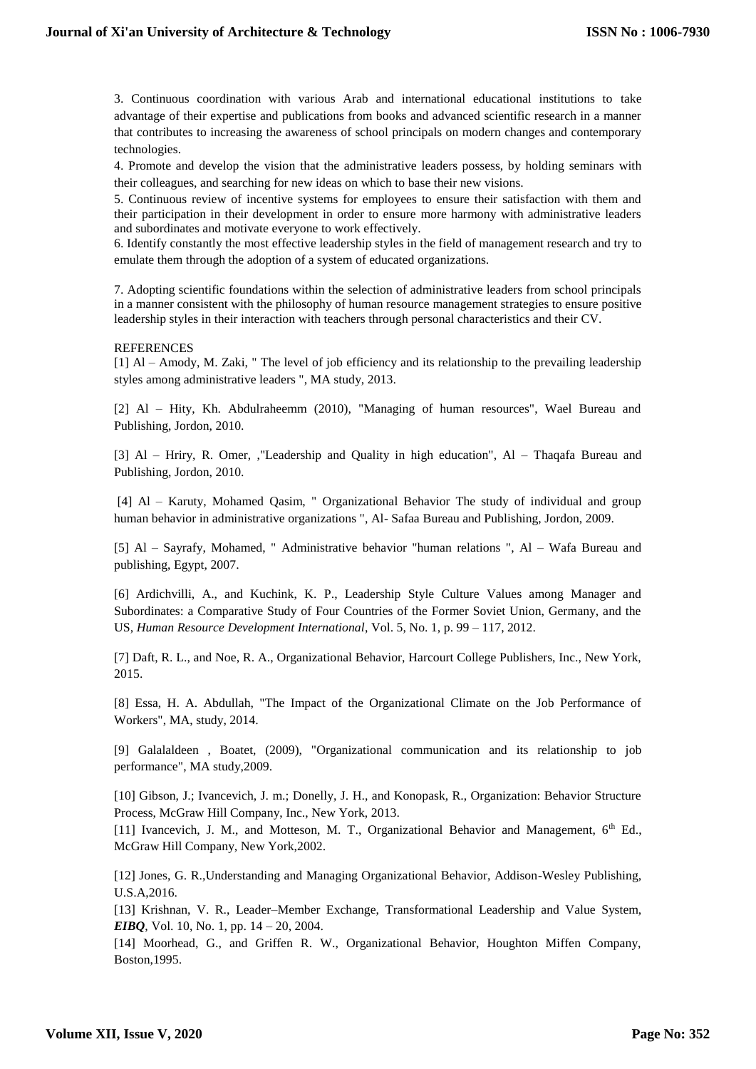3. Continuous coordination with various Arab and international educational institutions to take advantage of their expertise and publications from books and advanced scientific research in a manner that contributes to increasing the awareness of school principals on modern changes and contemporary technologies.

4. Promote and develop the vision that the administrative leaders possess, by holding seminars with their colleagues, and searching for new ideas on which to base their new visions.

5. Continuous review of incentive systems for employees to ensure their satisfaction with them and their participation in their development in order to ensure more harmony with administrative leaders and subordinates and motivate everyone to work effectively.

6. Identify constantly the most effective leadership styles in the field of management research and try to emulate them through the adoption of a system of educated organizations.

7. Adopting scientific foundations within the selection of administrative leaders from school principals in a manner consistent with the philosophy of human resource management strategies to ensure positive leadership styles in their interaction with teachers through personal characteristics and their CV.

REFERENCES

[1] Al – Amody, M. Zaki, " The level of job efficiency and its relationship to the prevailing leadership styles among administrative leaders ", MA study, 2013.

[2] Al – Hity, Kh. Abdulraheemm (2010), "Managing of human resources", Wael Bureau and Publishing, Jordon, 2010.

[3] Al – Hriry, R. Omer, ,"Leadership and Quality in high education", Al – Thaqafa Bureau and Publishing, Jordon, 2010.

[4] Al – Karuty, Mohamed Qasim, " Organizational Behavior The study of individual and group human behavior in administrative organizations ", Al- Safaa Bureau and Publishing, Jordon, 2009.

[5] Al – Sayrafy, Mohamed, " Administrative behavior "human relations ", Al – Wafa Bureau and publishing, Egypt, 2007.

[6] Ardichvilli, A., and Kuchink, K. P., Leadership Style Culture Values among Manager and Subordinates: a Comparative Study of Four Countries of the Former Soviet Union, Germany, and the US, *Human Resource Development International*, Vol. 5, No. 1, p. 99 – 117, 2012.

[7] Daft, R. L., and Noe, R. A., Organizational Behavior, Harcourt College Publishers, Inc., New York, 2015.

[8] Essa, H. A. Abdullah, "The Impact of the Organizational Climate on the Job Performance of Workers", MA, study, 2014.

[9] Galalaldeen , Boatet, (2009), "Organizational communication and its relationship to job performance", MA study,2009.

[10] Gibson, J.; Ivancevich, J. m.; Donelly, J. H., and Konopask, R., Organization: Behavior Structure Process, McGraw Hill Company, Inc., New York, 2013.

[11] Ivancevich, J. M., and Motteson, M. T., Organizational Behavior and Management, 6th Ed., McGraw Hill Company, New York,2002.

[12] Jones, G. R.,Understanding and Managing Organizational Behavior, Addison-Wesley Publishing, U.S.A,2016.

[13] Krishnan, V. R., Leader–Member Exchange, Transformational Leadership and Value System, ***EIBQ***, Vol. 10, No. 1, pp. 14 – 20, 2004.

[14] Moorhead, G., and Griffen R. W., Organizational Behavior, Houghton Miffen Company, Boston,1995.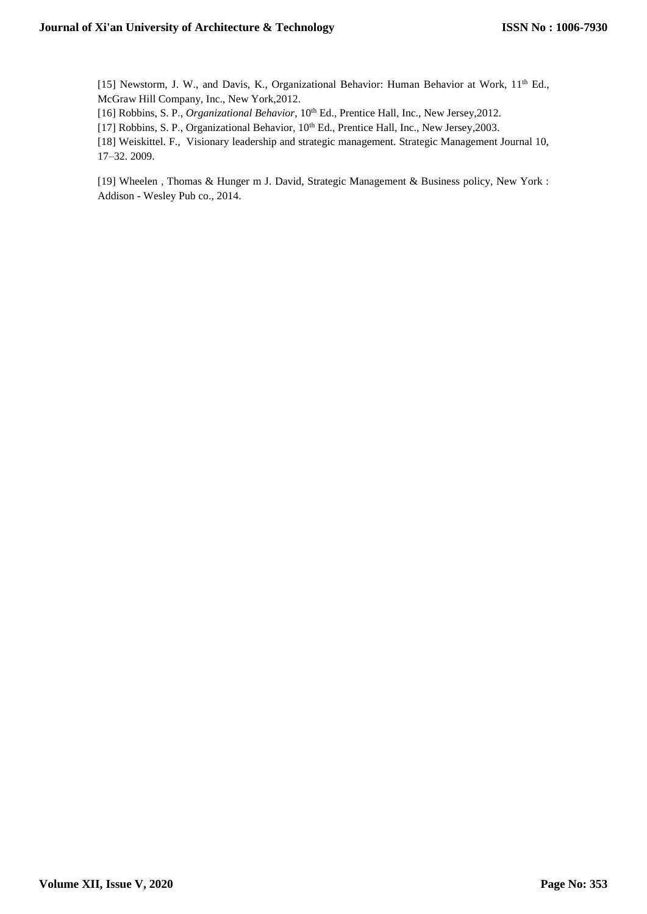[15] Newstorm, J. W., and Davis, K., Organizational Behavior: Human Behavior at Work, 11th Ed., McGraw Hill Company, Inc., New York,2012.

[16] Robbins, S. P., *Organizational Behavior*, 10th Ed., Prentice Hall, Inc., New Jersey,2012.

[17] Robbins, S. P., Organizational Behavior, 10th Ed., Prentice Hall, Inc., New Jersey,2003.

[18] Weiskittel. F., Visionary leadership and strategic management. Strategic Management Journal 10, 17–32. 2009.

[19] Wheelen , Thomas & Hunger m J. David, Strategic Management & Business policy, New York : Addison - Wesley Pub co., 2014.